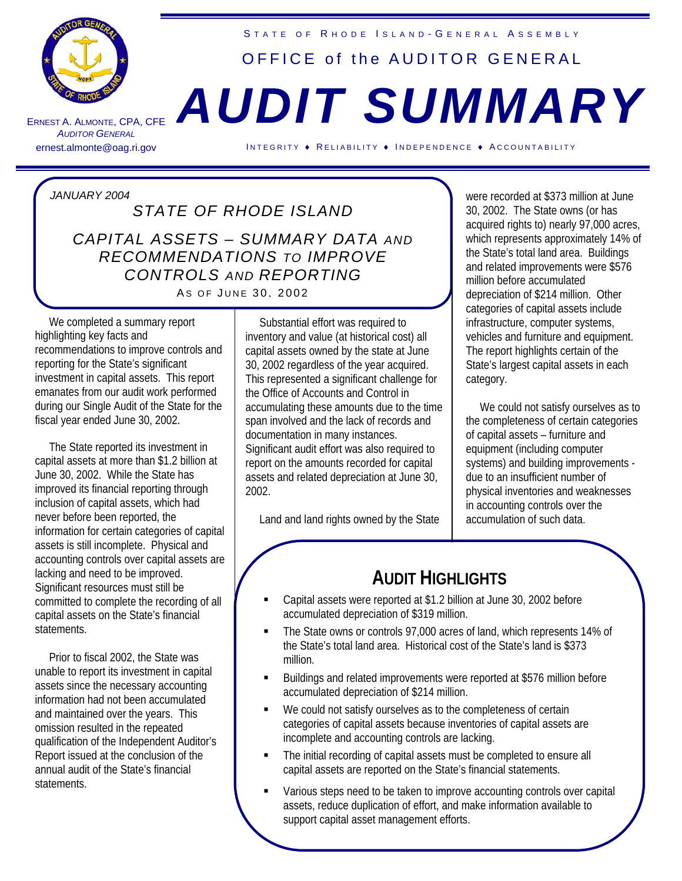STATE OF RHODE ISLAND - GENERAL ASSEMBLY

OFFICE of the AUDITOR GENERAL

# AUDIT SUMMARY

ERNEST A. ALMONTE, CPA, CFE
*AUDITOR GENERAL*
ernest.almonte@oag.ri.gov

INTEGRITY ♦ RELIABILITY ♦ INDEPENDENCE ♦ ACCOUNTABILITY

*JANUARY 2004*

## STATE OF RHODE ISLAND

## CAPITAL ASSETS – SUMMARY DATA AND RECOMMENDATIONS TO IMPROVE CONTROLS AND REPORTING

AS OF JUNE 30, 2002

We completed a summary report highlighting key facts and recommendations to improve controls and reporting for the State's significant investment in capital assets. This report emanates from our audit work performed during our Single Audit of the State for the fiscal year ended June 30, 2002.

The State reported its investment in capital assets at more than $1.2 billion at June 30, 2002. While the State has improved its financial reporting through inclusion of capital assets, which had never before been reported, the information for certain categories of capital assets is still incomplete. Physical and accounting controls over capital assets are lacking and need to be improved. Significant resources must still be committed to complete the recording of all capital assets on the State's financial statements.

Prior to fiscal 2002, the State was unable to report its investment in capital assets since the necessary accounting information had not been accumulated and maintained over the years. This omission resulted in the repeated qualification of the Independent Auditor's Report issued at the conclusion of the annual audit of the State's financial statements.

Substantial effort was required to inventory and value (at historical cost) all capital assets owned by the state at June 30, 2002 regardless of the year acquired. This represented a significant challenge for the Office of Accounts and Control in accumulating these amounts due to the time span involved and the lack of records and documentation in many instances. Significant audit effort was also required to report on the amounts recorded for capital assets and related depreciation at June 30, 2002.

Land and land rights owned by the State were recorded at $373 million at June 30, 2002. The State owns (or has acquired rights to) nearly 97,000 acres, which represents approximately 14% of the State's total land area. Buildings and related improvements were $576 million before accumulated depreciation of $214 million. Other categories of capital assets include infrastructure, computer systems, vehicles and furniture and equipment. The report highlights certain of the State's largest capital assets in each category.

We could not satisfy ourselves as to the completeness of certain categories of capital assets – furniture and equipment (including computer systems) and building improvements - due to an insufficient number of physical inventories and weaknesses in accounting controls over the accumulation of such data.

## AUDIT HIGHLIGHTS

- Capital assets were reported at $1.2 billion at June 30, 2002 before accumulated depreciation of $319 million.
- The State owns or controls 97,000 acres of land, which represents 14% of the State's total land area. Historical cost of the State's land is $373 million.
- Buildings and related improvements were reported at $576 million before accumulated depreciation of $214 million.
- We could not satisfy ourselves as to the completeness of certain categories of capital assets because inventories of capital assets are incomplete and accounting controls are lacking.
- The initial recording of capital assets must be completed to ensure all capital assets are reported on the State's financial statements.
- Various steps need to be taken to improve accounting controls over capital assets, reduce duplication of effort, and make information available to support capital asset management efforts.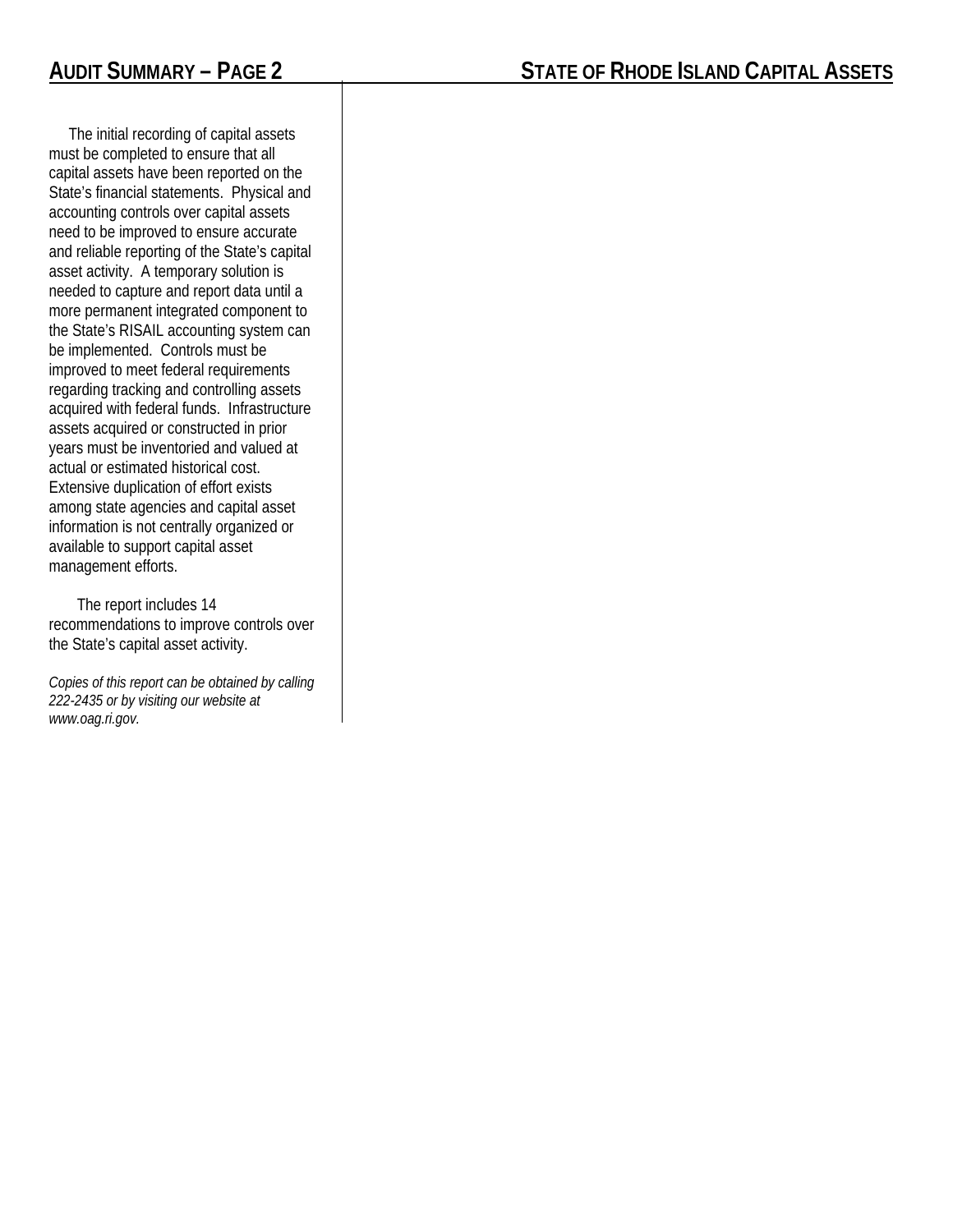The initial recording of capital assets must be completed to ensure that all capital assets have been reported on the State's financial statements. Physical and accounting controls over capital assets need to be improved to ensure accurate and reliable reporting of the State's capital asset activity. A temporary solution is needed to capture and report data until a more permanent integrated component to the State's RISAIL accounting system can be implemented. Controls must be improved to meet federal requirements regarding tracking and controlling assets acquired with federal funds. Infrastructure assets acquired or constructed in prior years must be inventoried and valued at actual or estimated historical cost. Extensive duplication of effort exists among state agencies and capital asset information is not centrally organized or available to support capital asset management efforts.

The report includes 14 recommendations to improve controls over the State's capital asset activity.

*Copies of this report can be obtained by calling 222-2435 or by visiting our website at www.oag.ri.gov.*